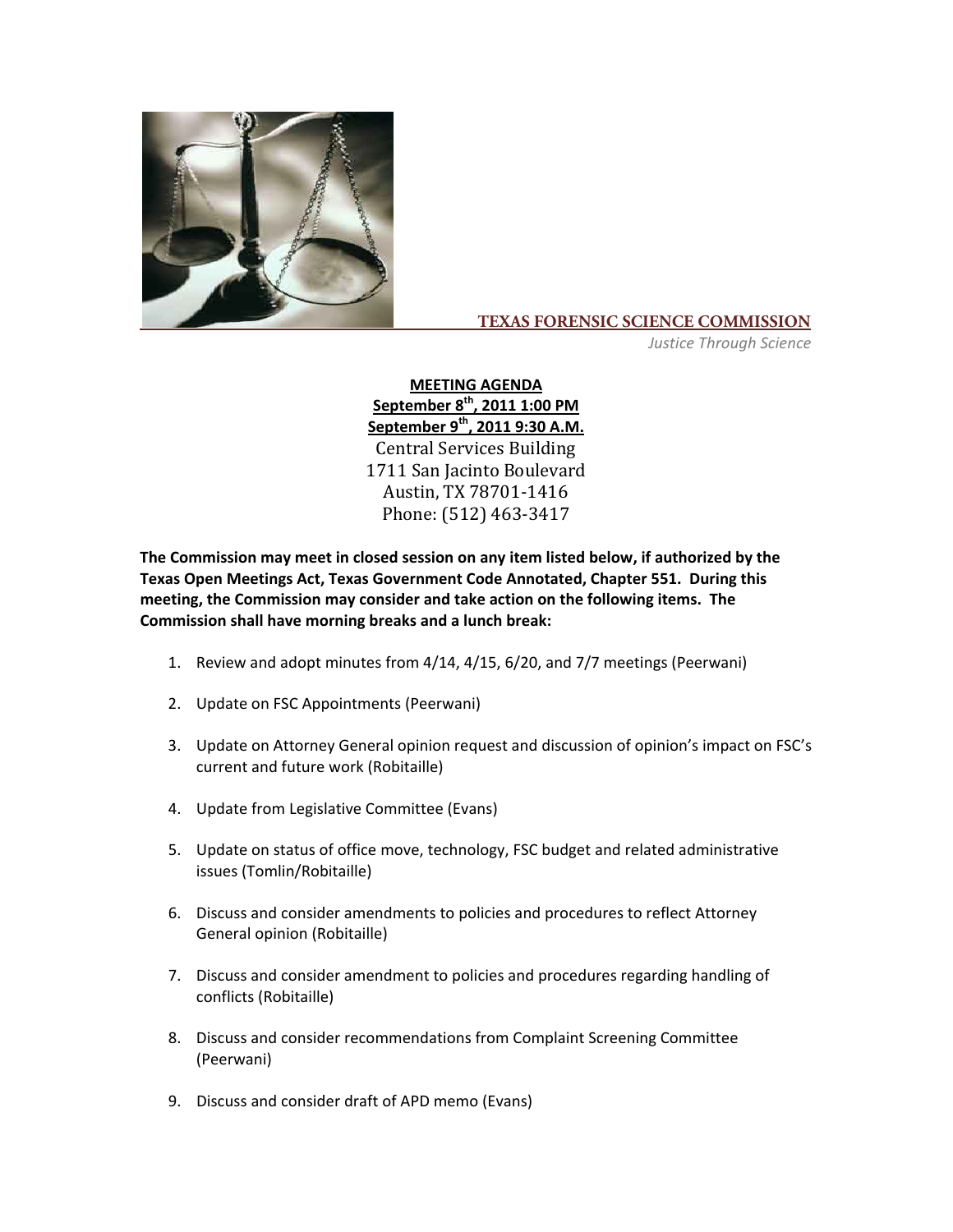**TEXAS FORENSIC SCIENCE COMMISSION**

*Justice Through Science*

**MEETING AGENDA**

**September 8th, 2011 1:00 PM**

**September 9th, 2011 9:30 A.M.**

Central Services Building
1711 San Jacinto Boulevard
Austin, TX 78701-1416
Phone: (512) 463-3417

**The Commission may meet in closed session on any item listed below, if authorized by the Texas Open Meetings Act, Texas Government Code Annotated, Chapter 551. During this meeting, the Commission may consider and take action on the following items. The Commission shall have morning breaks and a lunch break:**

1. Review and adopt minutes from 4/14, 4/15, 6/20, and 7/7 meetings (Peerwani)
2. Update on FSC Appointments (Peerwani)
3. Update on Attorney General opinion request and discussion of opinion's impact on FSC's current and future work (Robitaille)
4. Update from Legislative Committee (Evans)
5. Update on status of office move, technology, FSC budget and related administrative issues (Tomlin/Robitaille)
6. Discuss and consider amendments to policies and procedures to reflect Attorney General opinion (Robitaille)
7. Discuss and consider amendment to policies and procedures regarding handling of conflicts (Robitaille)
8. Discuss and consider recommendations from Complaint Screening Committee (Peerwani)
9. Discuss and consider draft of APD memo (Evans)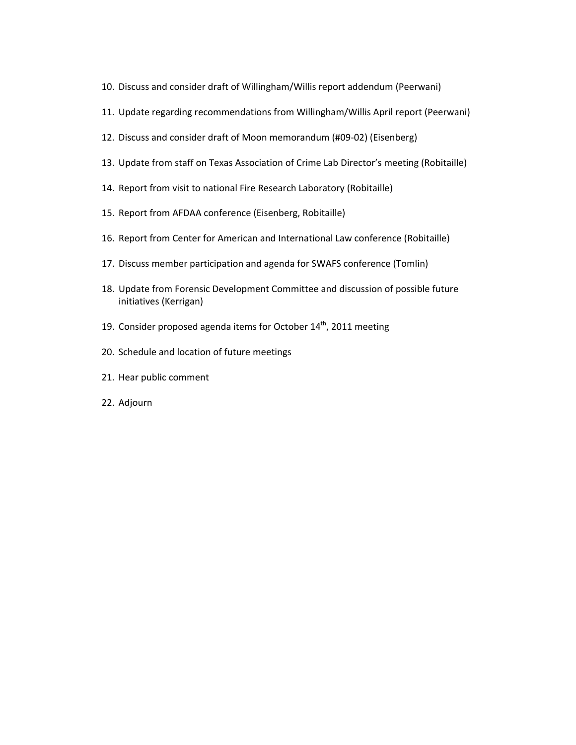10. Discuss and consider draft of Willingham/Willis report addendum (Peerwani)

11. Update regarding recommendations from Willingham/Willis April report (Peerwani)

12. Discuss and consider draft of Moon memorandum (#09-02) (Eisenberg)

13. Update from staff on Texas Association of Crime Lab Director's meeting (Robitaille)

14. Report from visit to national Fire Research Laboratory (Robitaille)

15. Report from AFDAA conference (Eisenberg, Robitaille)

16. Report from Center for American and International Law conference (Robitaille)

17. Discuss member participation and agenda for SWAFS conference (Tomlin)

18. Update from Forensic Development Committee and discussion of possible future initiatives (Kerrigan)

19. Consider proposed agenda items for October 14th, 2011 meeting

20. Schedule and location of future meetings

21. Hear public comment

22. Adjourn